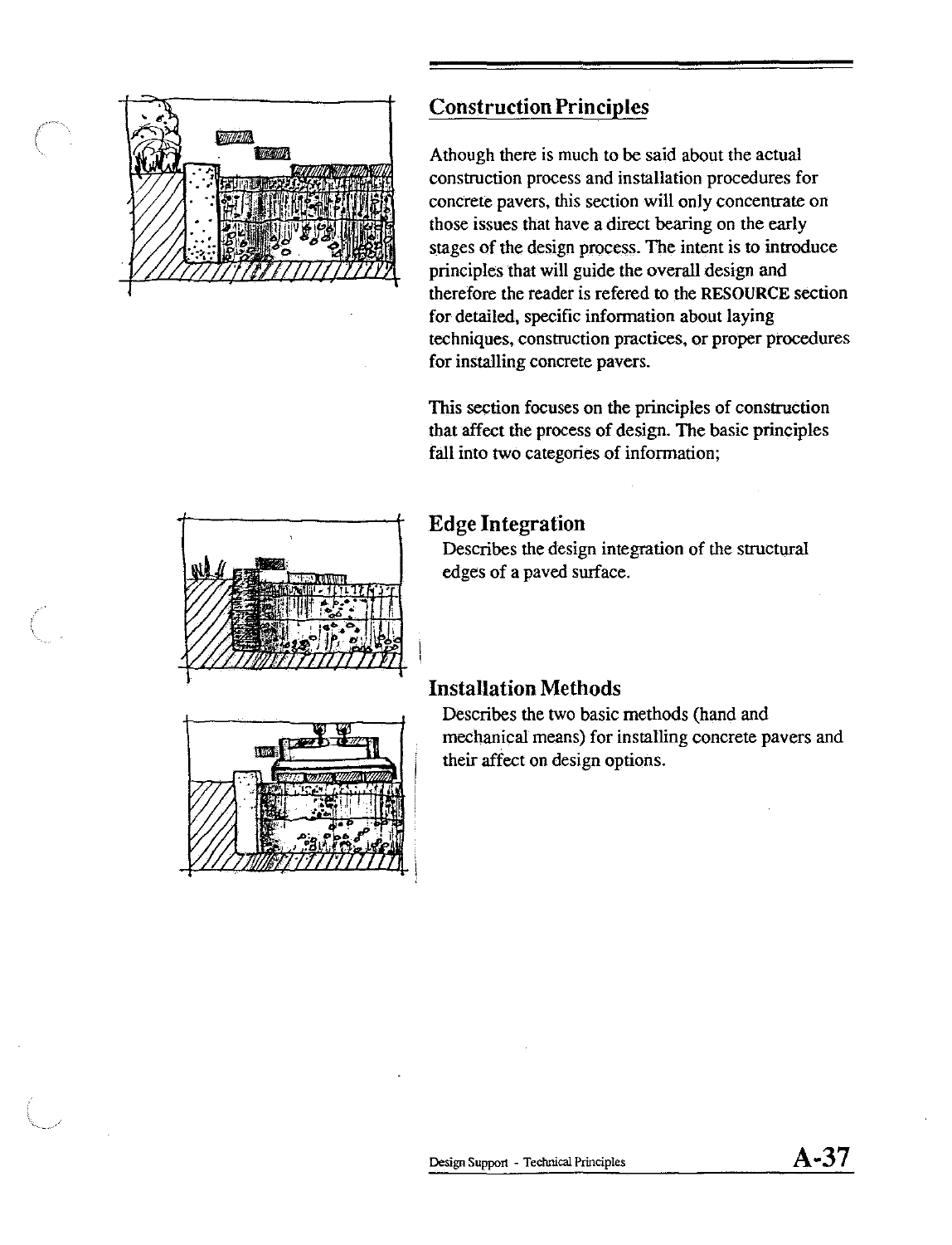## Construction Principles

Athough there is much to be said about the actual construction process and installation procedures for concrete pavers, this section will only concentrate on those issues that have a direct bearing on the early stages of the design process. The intent is to introduce principles that will guide the overall design and therefore the reader is refered to the **RESOURCE** section for detailed, specific information about laying techniques, construction practices, or proper procedures for installing concrete pavers.

This section focuses on the principles of construction that affect the process of design. The basic principles fall into two categories of information;

### Edge Integration

Describes the design integration of the structural edges of a paved surface.

### Installation Methods

Describes the two basic methods (hand and mechanical means) for installing concrete pavers and their affect on design options.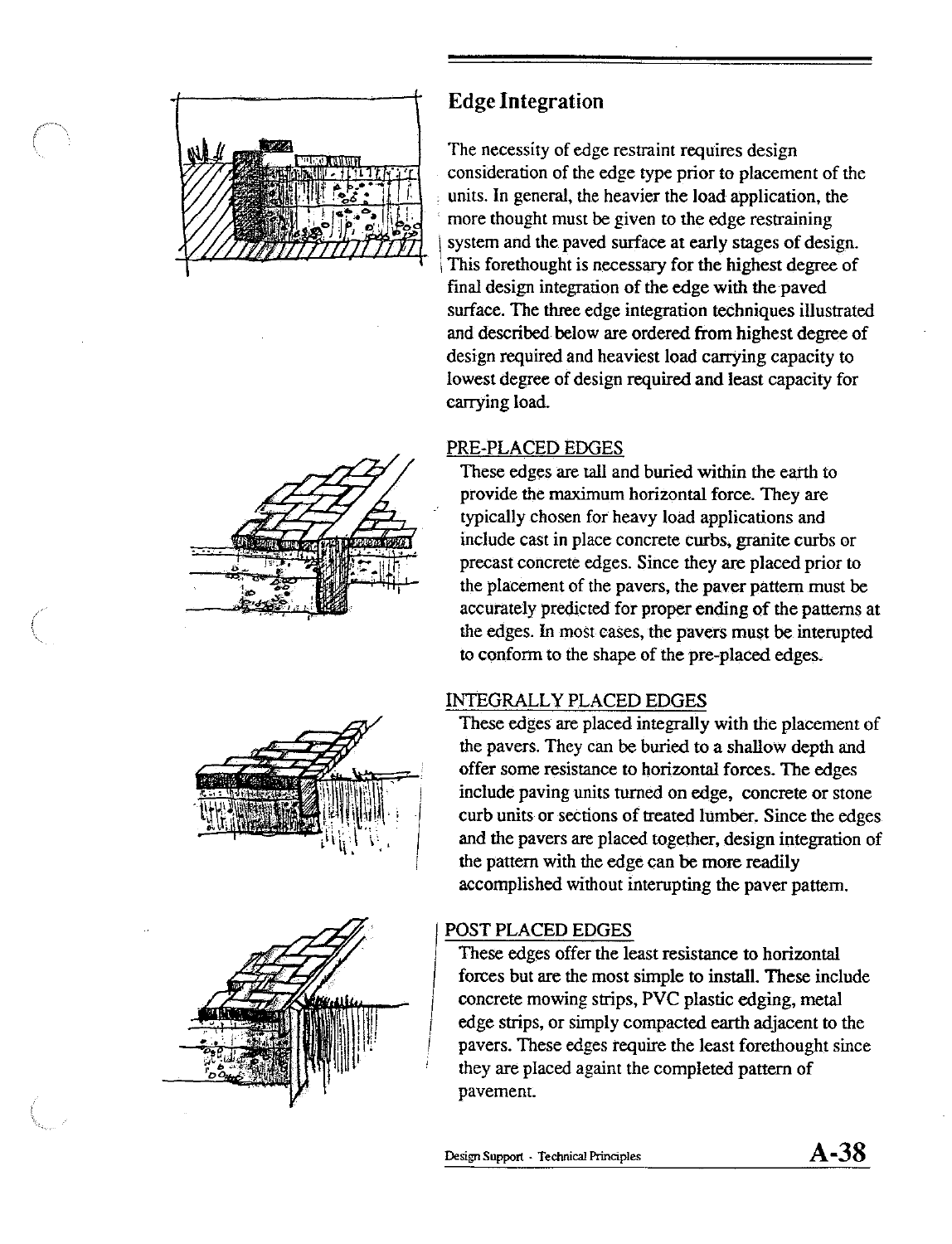## Edge Integration

The necessity of edge restraint requires design consideration of the edge type prior to placement of the units. In general, the heavier the load application, the more thought must be given to the edge restraining system and the paved surface at early stages of design. This forethought is necessary for the highest degree of final design integration of the edge with the paved surface. The three edge integration techniques illustrated and described below are ordered from highest degree of design required and heaviest load carrying capacity to lowest degree of design required and least capacity for carrying load.

### PRE-PLACED EDGES

These edges are tall and buried within the earth to provide the maximum horizontal force. They are typically chosen for heavy load applications and include cast in place concrete curbs, granite curbs or precast concrete edges. Since they are placed prior to the placement of the pavers, the paver pattern must be accurately predicted for proper ending of the patterns at the edges. In most cases, the pavers must be interupted to conform to the shape of the pre-placed edges.

### INTEGRALLY PLACED EDGES

These edges are placed integrally with the placement of the pavers. They can be buried to a shallow depth and offer some resistance to horizontal forces. The edges include paving units turned on edge, concrete or stone curb units or sections of treated lumber. Since the edges and the pavers are placed together, design integration of the pattern with the edge can be more readily accomplished without interupting the paver pattern.

### POST PLACED EDGES

These edges offer the least resistance to horizontal forces but are the most simple to install. These include concrete mowing strips, PVC plastic edging, metal edge strips, or simply compacted earth adjacent to the pavers. These edges require the least forethought since they are placed againt the completed pattern of pavement.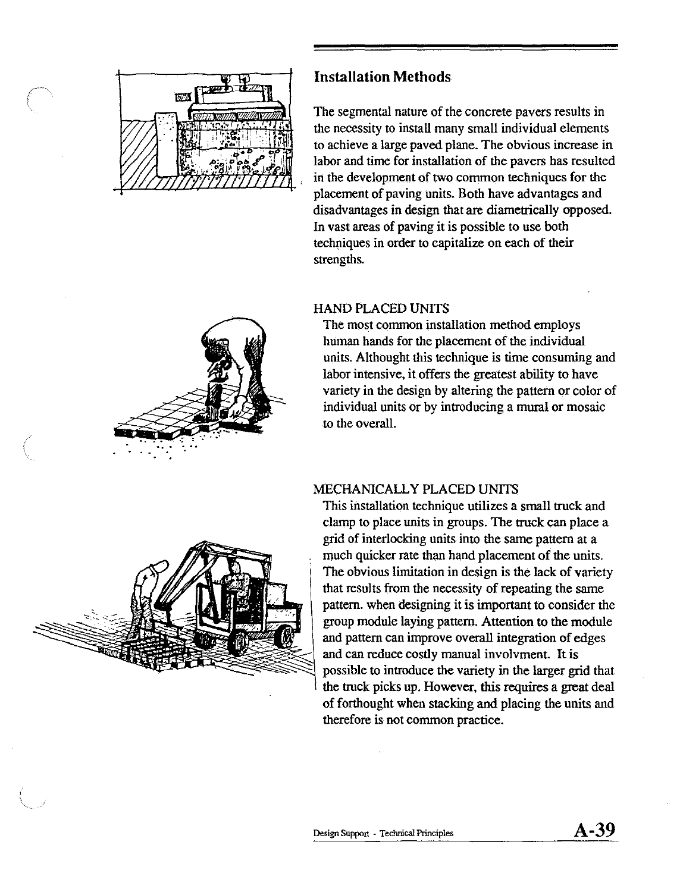## Installation Methods

The segmental nature of the concrete pavers results in the necessity to install many small individual elements to achieve a large paved plane. The obvious increase in labor and time for installation of the pavers has resulted in the development of two common techniques for the placement of paving units. Both have advantages and disadvantages in design that are diametrically opposed. In vast areas of paving it is possible to use both techniques in order to capitalize on each of their strengths.

### HAND PLACED UNITS

The most common installation method employs human hands for the placement of the individual units. Althought this technique is time consuming and labor intensive, it offers the greatest ability to have variety in the design by altering the pattern or color of individual units or by introducing a mural or mosaic to the overall.

### MECHANICALLY PLACED UNITS

This installation technique utilizes a small truck and clamp to place units in groups. The truck can place a grid of interlocking units into the same pattern at a much quicker rate than hand placement of the units. The obvious limitation in design is the lack of variety that results from the necessity of repeating the same pattern. when designing it is important to consider the group module laying pattern. Attention to the module and pattern can improve overall integration of edges and can reduce costly manual involvment. It is possible to introduce the variety in the larger grid that the truck picks up. However, this requires a great deal of forthought when stacking and placing the units and therefore is not common practice.